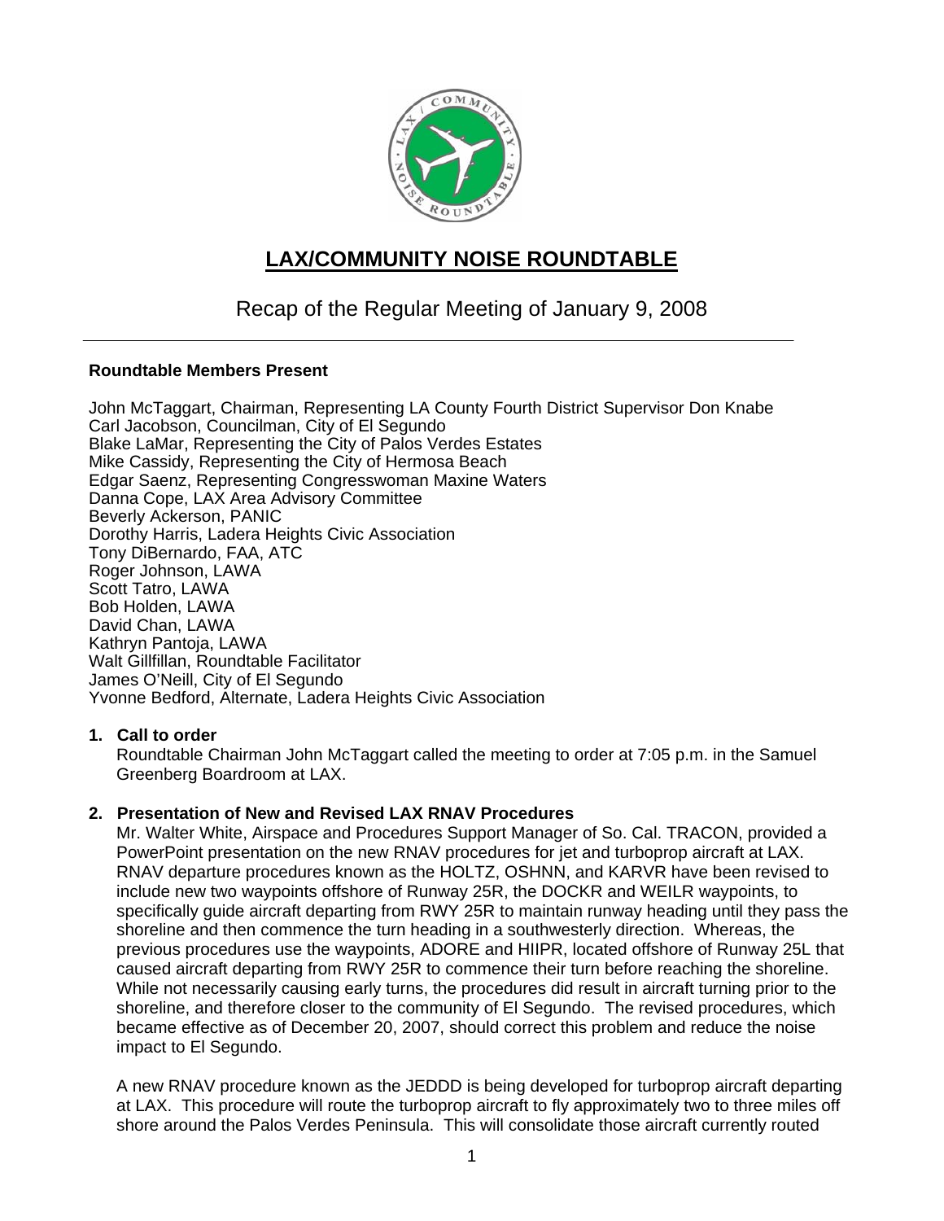# LAX/COMMUNITY NOISE ROUNDTABLE

## Recap of the Regular Meeting of January 9, 2008

**Roundtable Members Present**

John McTaggart, Chairman, Representing LA County Fourth District Supervisor Don Knabe
Carl Jacobson, Councilman, City of El Segundo
Blake LaMar, Representing the City of Palos Verdes Estates
Mike Cassidy, Representing the City of Hermosa Beach
Edgar Saenz, Representing Congresswoman Maxine Waters
Danna Cope, LAX Area Advisory Committee
Beverly Ackerson, PANIC
Dorothy Harris, Ladera Heights Civic Association
Tony DiBernardo, FAA, ATC
Roger Johnson, LAWA
Scott Tatro, LAWA
Bob Holden, LAWA
David Chan, LAWA
Kathryn Pantoja, LAWA
Walt Gillfillan, Roundtable Facilitator
James O'Neill, City of El Segundo
Yvonne Bedford, Alternate, Ladera Heights Civic Association

1. **Call to order**
   Roundtable Chairman John McTaggart called the meeting to order at 7:05 p.m. in the Samuel Greenberg Boardroom at LAX.

2. **Presentation of New and Revised LAX RNAV Procedures**
   Mr. Walter White, Airspace and Procedures Support Manager of So. Cal. TRACON, provided a PowerPoint presentation on the new RNAV procedures for jet and turboprop aircraft at LAX. RNAV departure procedures known as the HOLTZ, OSHNN, and KARVR have been revised to include new two waypoints offshore of Runway 25R, the DOCKR and WEILR waypoints, to specifically guide aircraft departing from RWY 25R to maintain runway heading until they pass the shoreline and then commence the turn heading in a southwesterly direction. Whereas, the previous procedures use the waypoints, ADORE and HIIPR, located offshore of Runway 25L that caused aircraft departing from RWY 25R to commence their turn before reaching the shoreline. While not necessarily causing early turns, the procedures did result in aircraft turning prior to the shoreline, and therefore closer to the community of El Segundo. The revised procedures, which became effective as of December 20, 2007, should correct this problem and reduce the noise impact to El Segundo.

   A new RNAV procedure known as the JEDDD is being developed for turboprop aircraft departing at LAX. This procedure will route the turboprop aircraft to fly approximately two to three miles off shore around the Palos Verdes Peninsula. This will consolidate those aircraft currently routed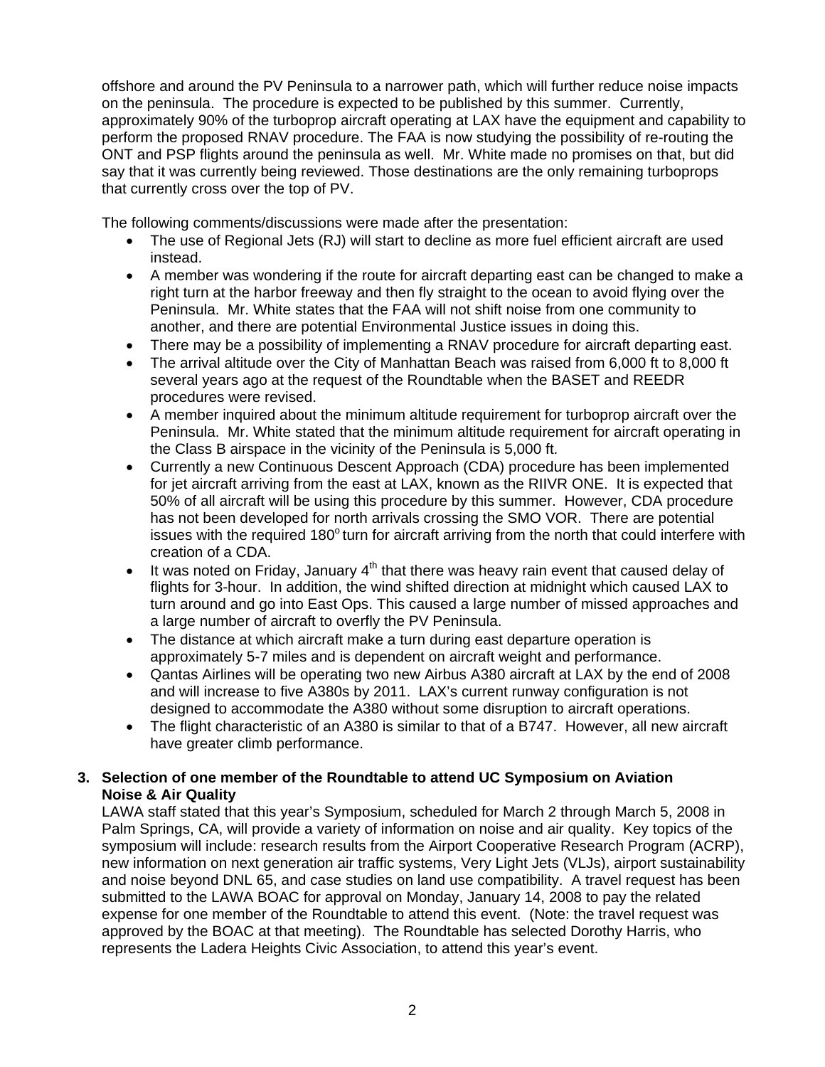offshore and around the PV Peninsula to a narrower path, which will further reduce noise impacts on the peninsula. The procedure is expected to be published by this summer. Currently, approximately 90% of the turboprop aircraft operating at LAX have the equipment and capability to perform the proposed RNAV procedure. The FAA is now studying the possibility of re-routing the ONT and PSP flights around the peninsula as well. Mr. White made no promises on that, but did say that it was currently being reviewed. Those destinations are the only remaining turboprops that currently cross over the top of PV.

The following comments/discussions were made after the presentation:

- The use of Regional Jets (RJ) will start to decline as more fuel efficient aircraft are used instead.
- A member was wondering if the route for aircraft departing east can be changed to make a right turn at the harbor freeway and then fly straight to the ocean to avoid flying over the Peninsula. Mr. White states that the FAA will not shift noise from one community to another, and there are potential Environmental Justice issues in doing this.
- There may be a possibility of implementing a RNAV procedure for aircraft departing east.
- The arrival altitude over the City of Manhattan Beach was raised from 6,000 ft to 8,000 ft several years ago at the request of the Roundtable when the BASET and REEDR procedures were revised.
- A member inquired about the minimum altitude requirement for turboprop aircraft over the Peninsula. Mr. White stated that the minimum altitude requirement for aircraft operating in the Class B airspace in the vicinity of the Peninsula is 5,000 ft.
- Currently a new Continuous Descent Approach (CDA) procedure has been implemented for jet aircraft arriving from the east at LAX, known as the RIIVR ONE. It is expected that 50% of all aircraft will be using this procedure by this summer. However, CDA procedure has not been developed for north arrivals crossing the SMO VOR. There are potential issues with the required 180° turn for aircraft arriving from the north that could interfere with creation of a CDA.
- It was noted on Friday, January 4th that there was heavy rain event that caused delay of flights for 3-hour. In addition, the wind shifted direction at midnight which caused LAX to turn around and go into East Ops. This caused a large number of missed approaches and a large number of aircraft to overfly the PV Peninsula.
- The distance at which aircraft make a turn during east departure operation is approximately 5-7 miles and is dependent on aircraft weight and performance.
- Qantas Airlines will be operating two new Airbus A380 aircraft at LAX by the end of 2008 and will increase to five A380s by 2011. LAX's current runway configuration is not designed to accommodate the A380 without some disruption to aircraft operations.
- The flight characteristic of an A380 is similar to that of a B747. However, all new aircraft have greater climb performance.

**3. Selection of one member of the Roundtable to attend UC Symposium on Aviation Noise & Air Quality**

LAWA staff stated that this year's Symposium, scheduled for March 2 through March 5, 2008 in Palm Springs, CA, will provide a variety of information on noise and air quality. Key topics of the symposium will include: research results from the Airport Cooperative Research Program (ACRP), new information on next generation air traffic systems, Very Light Jets (VLJs), airport sustainability and noise beyond DNL 65, and case studies on land use compatibility. A travel request has been submitted to the LAWA BOAC for approval on Monday, January 14, 2008 to pay the related expense for one member of the Roundtable to attend this event. (Note: the travel request was approved by the BOAC at that meeting). The Roundtable has selected Dorothy Harris, who represents the Ladera Heights Civic Association, to attend this year's event.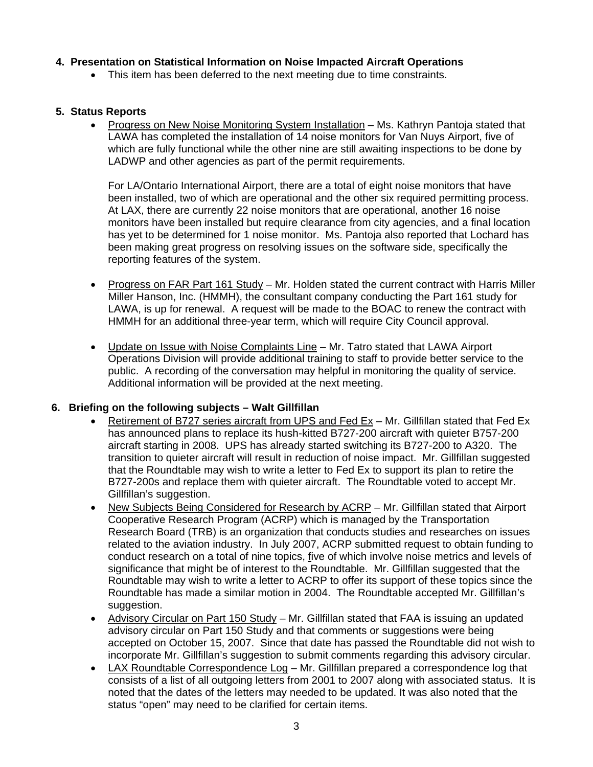**4. Presentation on Statistical Information on Noise Impacted Aircraft Operations**

- This item has been deferred to the next meeting due to time constraints.

**5. Status Reports**

- Progress on New Noise Monitoring System Installation – Ms. Kathryn Pantoja stated that LAWA has completed the installation of 14 noise monitors for Van Nuys Airport, five of which are fully functional while the other nine are still awaiting inspections to be done by LADWP and other agencies as part of the permit requirements.

  For LA/Ontario International Airport, there are a total of eight noise monitors that have been installed, two of which are operational and the other six required permitting process. At LAX, there are currently 22 noise monitors that are operational, another 16 noise monitors have been installed but require clearance from city agencies, and a final location has yet to be determined for 1 noise monitor. Ms. Pantoja also reported that Lochard has been making great progress on resolving issues on the software side, specifically the reporting features of the system.

- Progress on FAR Part 161 Study – Mr. Holden stated the current contract with Harris Miller Miller Hanson, Inc. (HMMH), the consultant company conducting the Part 161 study for LAWA, is up for renewal. A request will be made to the BOAC to renew the contract with HMMH for an additional three-year term, which will require City Council approval.

- Update on Issue with Noise Complaints Line – Mr. Tatro stated that LAWA Airport Operations Division will provide additional training to staff to provide better service to the public. A recording of the conversation may helpful in monitoring the quality of service. Additional information will be provided at the next meeting.

**6. Briefing on the following subjects – Walt Gillfillan**

- Retirement of B727 series aircraft from UPS and Fed Ex – Mr. Gillfillan stated that Fed Ex has announced plans to replace its hush-kitted B727-200 aircraft with quieter B757-200 aircraft starting in 2008. UPS has already started switching its B727-200 to A320. The transition to quieter aircraft will result in reduction of noise impact. Mr. Gillfillan suggested that the Roundtable may wish to write a letter to Fed Ex to support its plan to retire the B727-200s and replace them with quieter aircraft. The Roundtable voted to accept Mr. Gillfillan's suggestion.
- New Subjects Being Considered for Research by ACRP – Mr. Gillfillan stated that Airport Cooperative Research Program (ACRP) which is managed by the Transportation Research Board (TRB) is an organization that conducts studies and researches on issues related to the aviation industry. In July 2007, ACRP submitted request to obtain funding to conduct research on a total of nine topics, five of which involve noise metrics and levels of significance that might be of interest to the Roundtable. Mr. Gillfillan suggested that the Roundtable may wish to write a letter to ACRP to offer its support of these topics since the Roundtable has made a similar motion in 2004. The Roundtable accepted Mr. Gillfillan's suggestion.
- Advisory Circular on Part 150 Study – Mr. Gillfillan stated that FAA is issuing an updated advisory circular on Part 150 Study and that comments or suggestions were being accepted on October 15, 2007. Since that date has passed the Roundtable did not wish to incorporate Mr. Gillfillan's suggestion to submit comments regarding this advisory circular.
- LAX Roundtable Correspondence Log – Mr. Gillfillan prepared a correspondence log that consists of a list of all outgoing letters from 2001 to 2007 along with associated status. It is noted that the dates of the letters may needed to be updated. It was also noted that the status "open" may need to be clarified for certain items.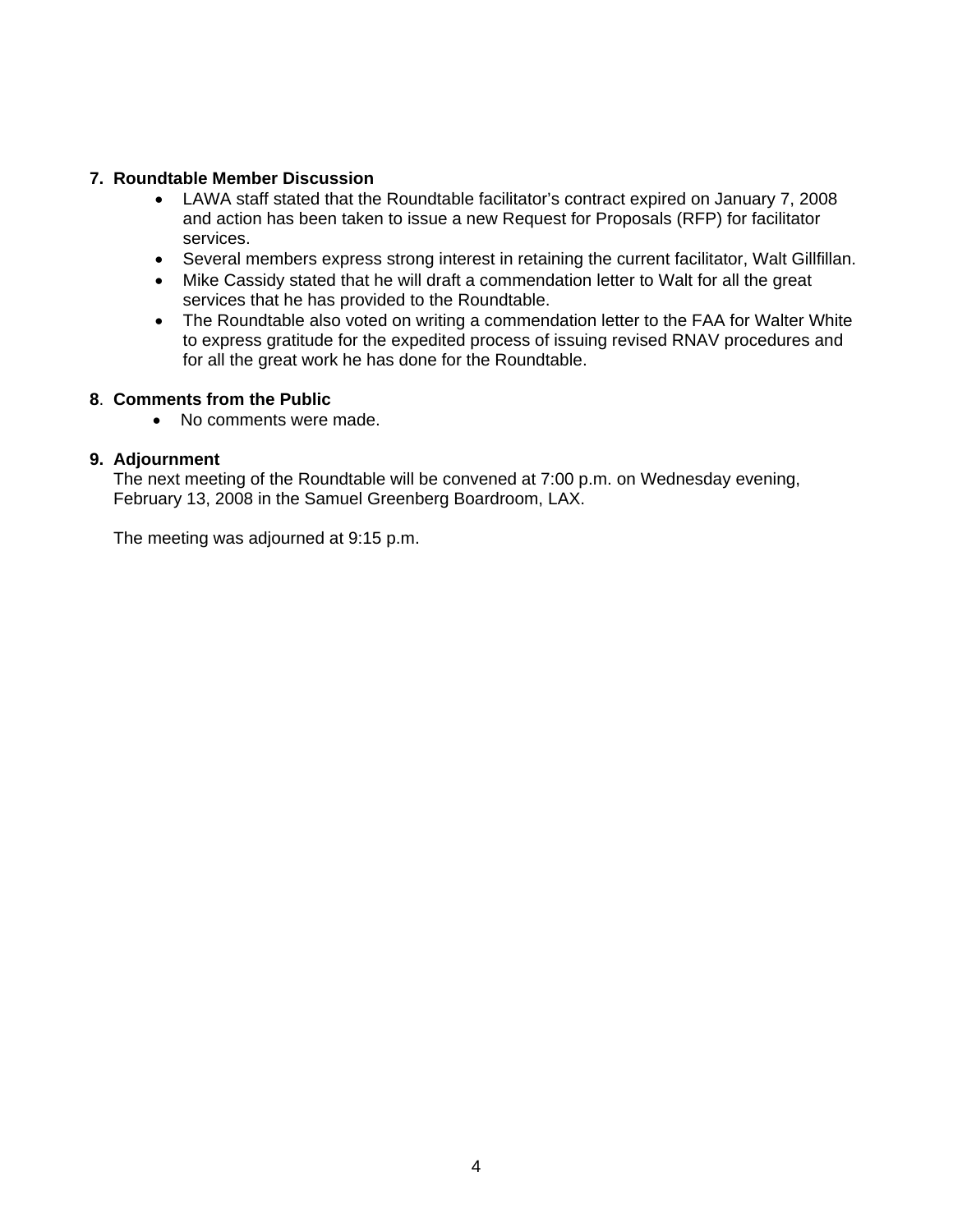**7. Roundtable Member Discussion**

- LAWA staff stated that the Roundtable facilitator's contract expired on January 7, 2008 and action has been taken to issue a new Request for Proposals (RFP) for facilitator services.
- Several members express strong interest in retaining the current facilitator, Walt Gillfillan.
- Mike Cassidy stated that he will draft a commendation letter to Walt for all the great services that he has provided to the Roundtable.
- The Roundtable also voted on writing a commendation letter to the FAA for Walter White to express gratitude for the expedited process of issuing revised RNAV procedures and for all the great work he has done for the Roundtable.

**8. Comments from the Public**

- No comments were made.

**9. Adjournment**

The next meeting of the Roundtable will be convened at 7:00 p.m. on Wednesday evening, February 13, 2008 in the Samuel Greenberg Boardroom, LAX.

The meeting was adjourned at 9:15 p.m.